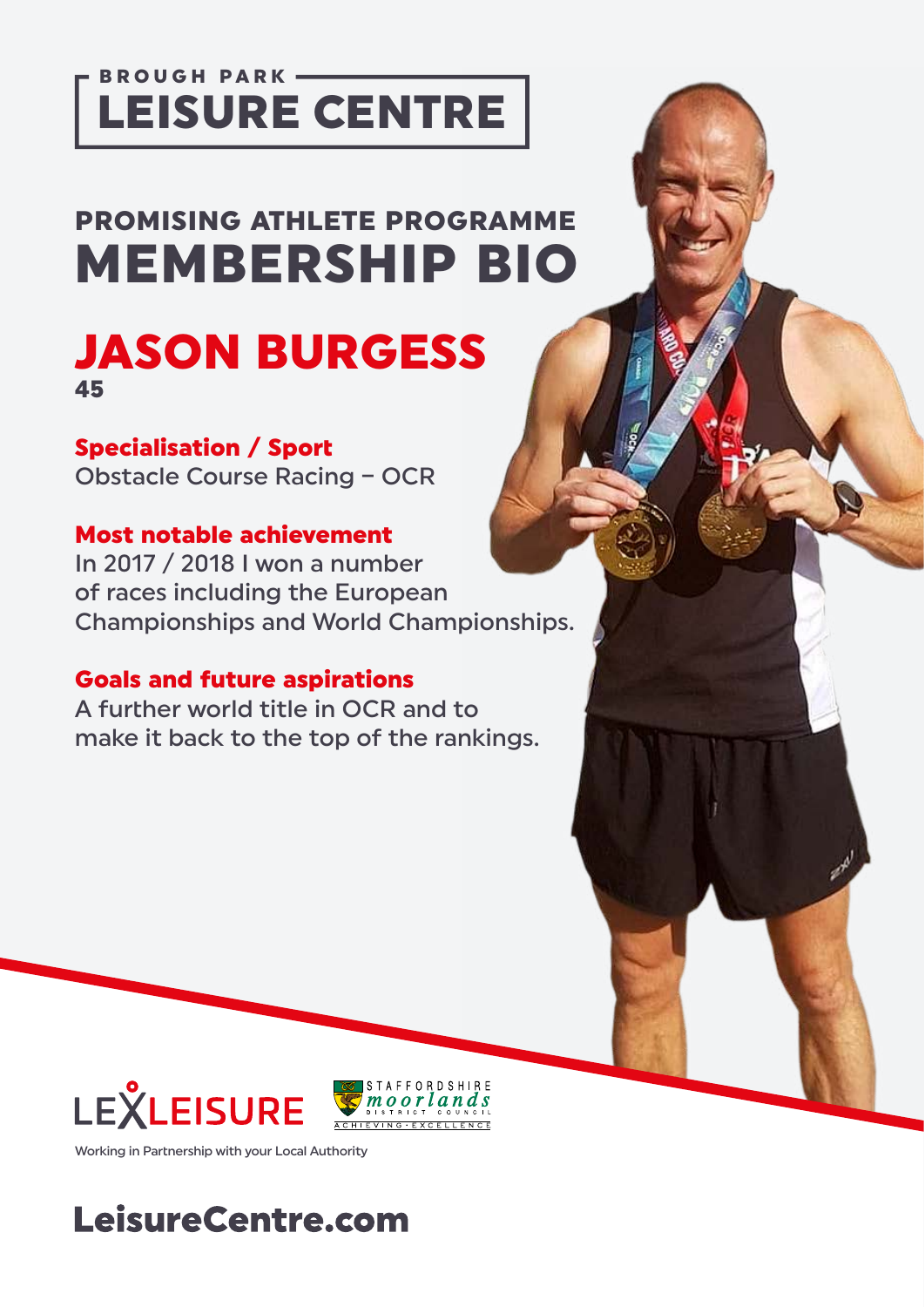BROUGH PARK

# LEISURE CENTRE

## PROMISING ATHLETE PROGRAMME
# MEMBERSHIP BIO

## JASON BURGESS
**45**

**Specialisation / Sport**
Obstacle Course Racing – OCR

**Most notable achievement**
In 2017 / 2018 I won a number of races including the European Championships and World Championships.

**Goals and future aspirations**
A further world title in OCR and to make it back to the top of the rankings.

LEXLEISURE

STAFFORDSHIRE moorlands DISTRICT COUNCIL ACHIEVING · EXCELLENCE

Working in Partnership with your Local Authority

**LeisureCentre.com**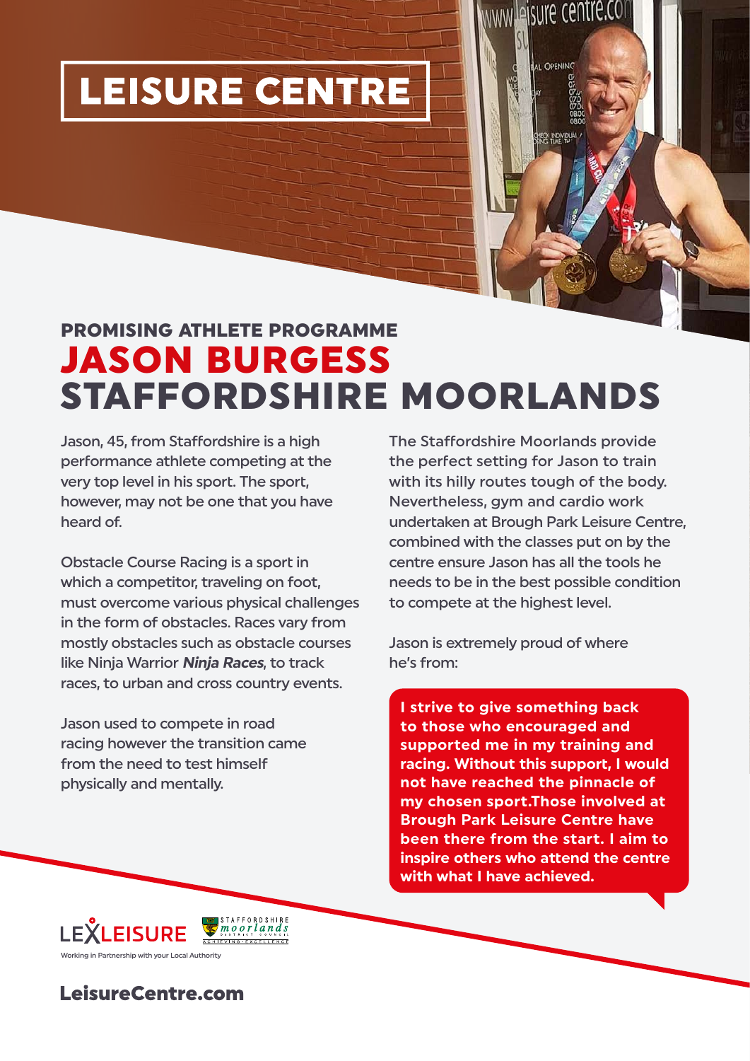# LEISURE CENTRE

## PROMISING ATHLETE PROGRAMME

# JASON BURGESS
# STAFFORDSHIRE MOORLANDS

Jason, 45, from Staffordshire is a high performance athlete competing at the very top level in his sport. The sport, however, may not be one that you have heard of.

Obstacle Course Racing is a sport in which a competitor, traveling on foot, must overcome various physical challenges in the form of obstacles. Races vary from mostly obstacles such as obstacle courses like Ninja Warrior ***Ninja Races***, to track races, to urban and cross country events.

Jason used to compete in road racing however the transition came from the need to test himself physically and mentally.

The Staffordshire Moorlands provide the perfect setting for Jason to train with its hilly routes tough of the body. Nevertheless, gym and cardio work undertaken at Brough Park Leisure Centre, combined with the classes put on by the centre ensure Jason has all the tools he needs to be in the best possible condition to compete at the highest level.

Jason is extremely proud of where he's from:

**I strive to give something back to those who encouraged and supported me in my training and racing. Without this support, I would not have reached the pinnacle of my chosen sport.Those involved at Brough Park Leisure Centre have been there from the start. I aim to inspire others who attend the centre with what I have achieved.**

LEXLEISURE

Working in Partnership with your Local Authority

STAFFORDSHIRE moorlands DISTRICT COUNCIL ACHIEVING EXCELLENCE

**LeisureCentre.com**